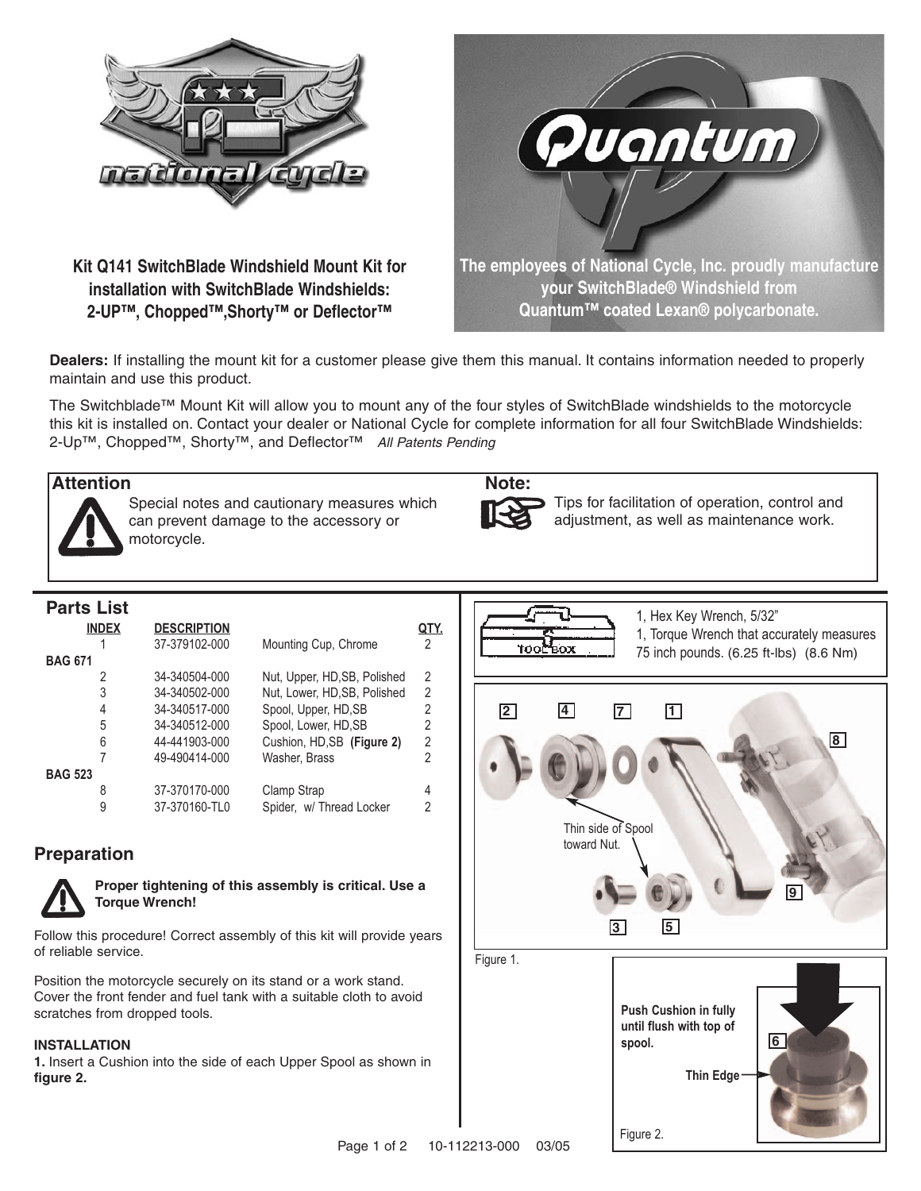**Kit Q141 SwitchBlade Windshield Mount Kit for installation with SwitchBlade Windshields: 2-UP™, Chopped™,Shorty™ or Deflector™**

**The employees of National Cycle, Inc. proudly manufacture your SwitchBlade® Windshield from Quantum™ coated Lexan® polycarbonate.**

**Dealers:** If installing the mount kit for a customer please give them this manual. It contains information needed to properly maintain and use this product.

The Switchblade™ Mount Kit will allow you to mount any of the four styles of SwitchBlade windshields to the motorcycle this kit is installed on. Contact your dealer or National Cycle for complete information for all four SwitchBlade Windshields: 2-Up™, Chopped™, Shorty™, and Deflector™ *All Patents Pending*

**Attention**
Special notes and cautionary measures which can prevent damage to the accessory or motorcycle.

**Note:**
Tips for facilitation of operation, control and adjustment, as well as maintenance work.

## Parts List

| INDEX | DESCRIPTION | | QTY. |
|---|---|---|---|
| 1 | 37-379102-000 | Mounting Cup, Chrome | 2 |
| **BAG 671** | | | |
| 2 | 34-340504-000 | Nut, Upper, HD,SB, Polished | 2 |
| 3 | 34-340502-000 | Nut, Lower, HD,SB, Polished | 2 |
| 4 | 34-340517-000 | Spool, Upper, HD,SB | 2 |
| 5 | 34-340512-000 | Spool, Lower, HD,SB | 2 |
| 6 | 44-441903-000 | Cushion, HD,SB **(Figure 2)** | 2 |
| 7 | 49-490414-000 | Washer, Brass | 2 |
| **BAG 523** | | | |
| 8 | 37-370170-000 | Clamp Strap | 4 |
| 9 | 37-370160-TL0 | Spider, w/ Thread Locker | 2 |

1, Hex Key Wrench, 5/32"
1, Torque Wrench that accurately measures 75 inch pounds. (6.25 ft-lbs) (8.6 Nm)

2 4 7 1 8

Thin side of Spool toward Nut.

9 3 5

Figure 1.

**Push Cushion in fully until flush with top of spool.**

6

**Thin Edge**

Figure 2.

## Preparation

**Proper tightening of this assembly is critical. Use a Torque Wrench!**

Follow this procedure! Correct assembly of this kit will provide years of reliable service.

Position the motorcycle securely on its stand or a work stand. Cover the front fender and fuel tank with a suitable cloth to avoid scratches from dropped tools.

**INSTALLATION**

**1.** Insert a Cushion into the side of each Upper Spool as shown in **figure 2.**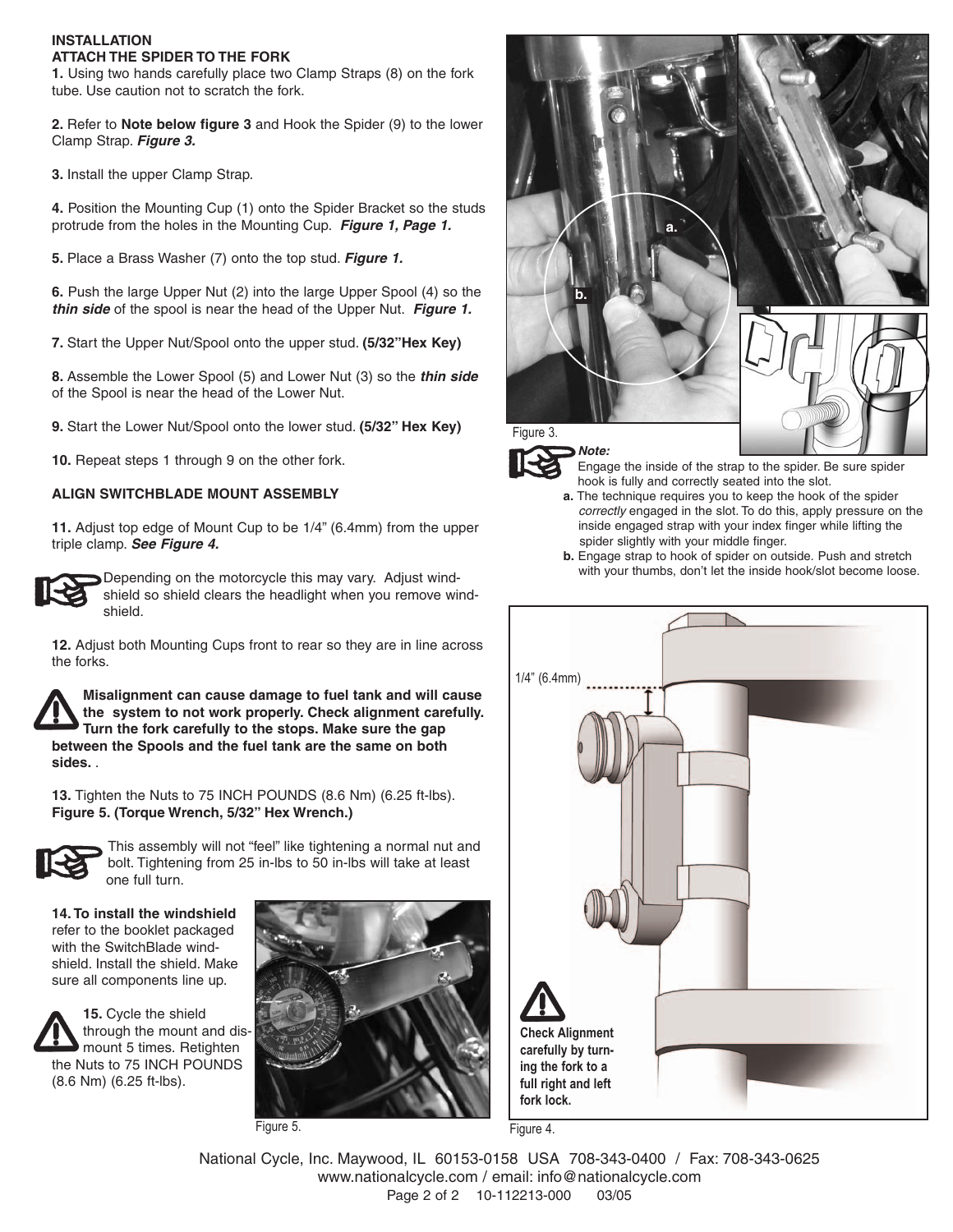## INSTALLATION

### ATTACH THE SPIDER TO THE FORK

**1.** Using two hands carefully place two Clamp Straps (8) on the fork tube. Use caution not to scratch the fork.

**2.** Refer to **Note below figure 3** and Hook the Spider (9) to the lower Clamp Strap. ***Figure 3.***

**3.** Install the upper Clamp Strap.

**4.** Position the Mounting Cup (1) onto the Spider Bracket so the studs protrude from the holes in the Mounting Cup. ***Figure 1, Page 1.***

**5.** Place a Brass Washer (7) onto the top stud. ***Figure 1.***

**6.** Push the large Upper Nut (2) into the large Upper Spool (4) so the ***thin side*** of the spool is near the head of the Upper Nut. ***Figure 1.***

**7.** Start the Upper Nut/Spool onto the upper stud. **(5/32"Hex Key)**

**8.** Assemble the Lower Spool (5) and Lower Nut (3) so the ***thin side*** of the Spool is near the head of the Lower Nut.

**9.** Start the Lower Nut/Spool onto the lower stud. **(5/32" Hex Key)**

**10.** Repeat steps 1 through 9 on the other fork.

a.

b.

Figure 3.

***Note:***
Engage the inside of the strap to the spider. Be sure spider hook is fully and correctly seated into the slot.

**a.** The technique requires you to keep the hook of the spider *correctly* engaged in the slot. To do this, apply pressure on the inside engaged strap with your index finger while lifting the spider slightly with your middle finger.

**b.** Engage strap to hook of spider on outside. Push and stretch with your thumbs, don't let the inside hook/slot become loose.

### ALIGN SWITCHBLADE MOUNT ASSEMBLY

**11.** Adjust top edge of Mount Cup to be 1/4" (6.4mm) from the upper triple clamp. ***See Figure 4.***

Depending on the motorcycle this may vary. Adjust windshield so shield clears the headlight when you remove windshield.

**12.** Adjust both Mounting Cups front to rear so they are in line across the forks.

**Misalignment can cause damage to fuel tank and will cause the system to not work properly. Check alignment carefully. Turn the fork carefully to the stops. Make sure the gap between the Spools and the fuel tank are the same on both sides.** .

**13.** Tighten the Nuts to 75 INCH POUNDS (8.6 Nm) (6.25 ft-lbs). **Figure 5. (Torque Wrench, 5/32" Hex Wrench.)**

This assembly will not "feel" like tightening a normal nut and bolt. Tightening from 25 in-lbs to 50 in-lbs will take at least one full turn.

**14. To install the windshield** refer to the booklet packaged with the SwitchBlade windshield. Install the shield. Make sure all components line up.

**15.** Cycle the shield through the mount and dismount 5 times. Retighten the Nuts to 75 INCH POUNDS (8.6 Nm) (6.25 ft-lbs).

Figure 5.

1/4" (6.4mm)

**Check Alignment carefully by turning the fork to a full right and left fork lock.**

Figure 4.

National Cycle, Inc. Maywood, IL 60153-0158 USA 708-343-0400 / Fax: 708-343-0625
www.nationalcycle.com / email: info@nationalcycle.com
10-112213-000 03/05